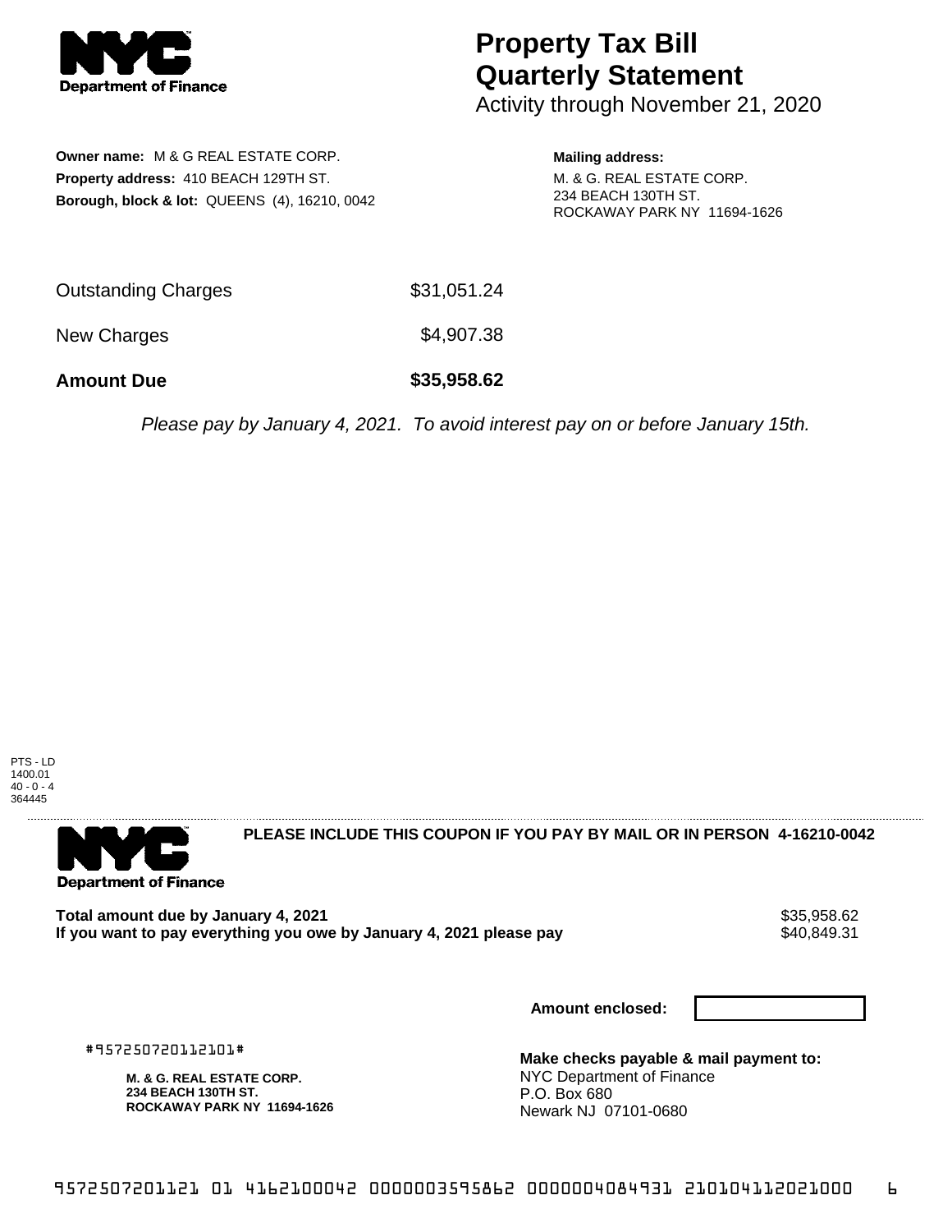**NYC Department of Finance**

# Property Tax Bill Quarterly Statement

Activity through November 21, 2020

**Owner name:** M & G REAL ESTATE CORP.
**Property address:** 410 BEACH 129TH ST.
**Borough, block & lot:** QUEENS (4), 16210, 0042

**Mailing address:**
M. & G. REAL ESTATE CORP.
234 BEACH 130TH ST.
ROCKAWAY PARK NY 11694-1626

| | |
|---|---|
| Outstanding Charges | $31,051.24 |
| New Charges | $4,907.38 |
| **Amount Due** | **$35,958.62** |

*Please pay by January 4, 2021. To avoid interest pay on or before January 15th.*

PTS - LD
1400.01
40 - 0 - 4
364445

---

**NYC Department of Finance**

**PLEASE INCLUDE THIS COUPON IF YOU PAY BY MAIL OR IN PERSON 4-16210-0042**

| | |
|---|---|
| **Total amount due by January 4, 2021** | $35,958.62 |
| **If you want to pay everything you owe by January 4, 2021 please pay** | $40,849.31 |

**Amount enclosed:**

#957250720112101#

**M. & G. REAL ESTATE CORP.**
**234 BEACH 130TH ST.**
**ROCKAWAY PARK NY 11694-1626**

**Make checks payable & mail payment to:**
NYC Department of Finance
P.O. Box 680
Newark NJ 07101-0680

9572507201121 01 4162100042 0000003595862 0000004084931 210104112021000 6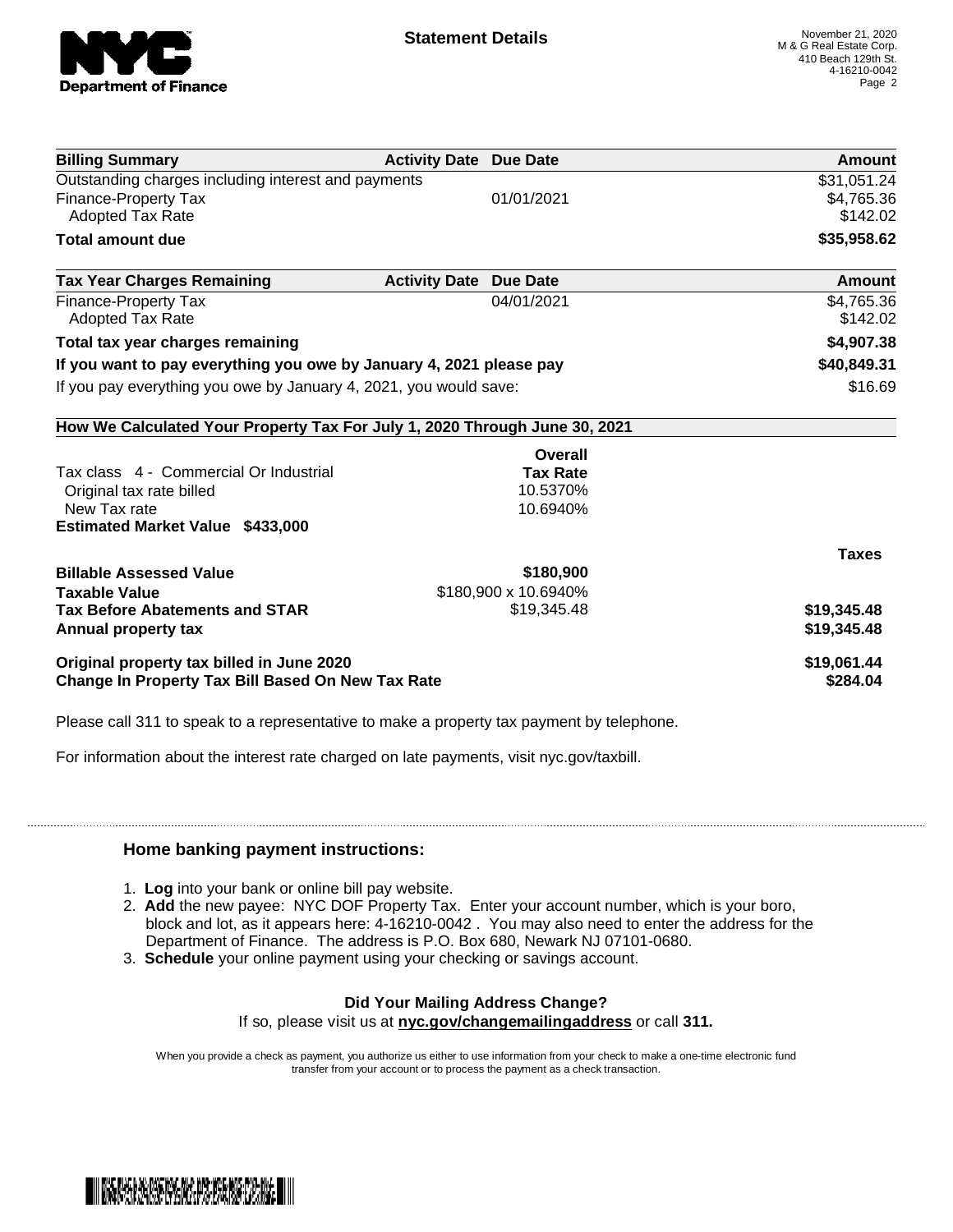# Statement Details

November 21, 2020
M & G Real Estate Corp.
410 Beach 129th St.
4-16210-0042

| Billing Summary | Activity Date | Due Date | Amount |
|---|---|---|---|
| Outstanding charges including interest and payments | | | $31,051.24 |
| Finance-Property Tax | | 01/01/2021 | $4,765.36 |
| Adopted Tax Rate | | | $142.02 |
| **Total amount due** | | | **$35,958.62** |

| Tax Year Charges Remaining | Activity Date | Due Date | Amount |
|---|---|---|---|
| Finance-Property Tax | | 04/01/2021 | $4,765.36 |
| Adopted Tax Rate | | | $142.02 |
| **Total tax year charges remaining** | | | **$4,907.38** |
| **If you want to pay everything you owe by January 4, 2021 please pay** | | | **$40,849.31** |
| If you pay everything you owe by January 4, 2021, you would save: | | | $16.69 |

**How We Calculated Your Property Tax For July 1, 2020 Through June 30, 2021**

| | Overall Tax Rate | |
|---|---|---|
| Tax class 4 - Commercial Or Industrial | | |
| Original tax rate billed | 10.5370% | |
| New Tax rate | 10.6940% | |
| **Estimated Market Value $433,000** | | |
| | | **Taxes** |
| **Billable Assessed Value** | **$180,900** | |
| **Taxable Value** | $180,900 x 10.6940% | |
| **Tax Before Abatements and STAR** | $19,345.48 | **$19,345.48** |
| **Annual property tax** | | **$19,345.48** |
| **Original property tax billed in June 2020** | | **$19,061.44** |
| **Change In Property Tax Bill Based On New Tax Rate** | | **$284.04** |

Please call 311 to speak to a representative to make a property tax payment by telephone.

For information about the interest rate charged on late payments, visit nyc.gov/taxbill.

## Home banking payment instructions:

1. **Log** into your bank or online bill pay website.
2. **Add** the new payee: NYC DOF Property Tax. Enter your account number, which is your boro, block and lot, as it appears here: 4-16210-0042 . You may also need to enter the address for the Department of Finance. The address is P.O. Box 680, Newark NJ 07101-0680.
3. **Schedule** your online payment using your checking or savings account.

**Did Your Mailing Address Change?**
If so, please visit us at **nyc.gov/changemailingaddress** or call **311.**

When you provide a check as payment, you authorize us either to use information from your check to make a one-time electronic fund transfer from your account or to process the payment as a check transaction.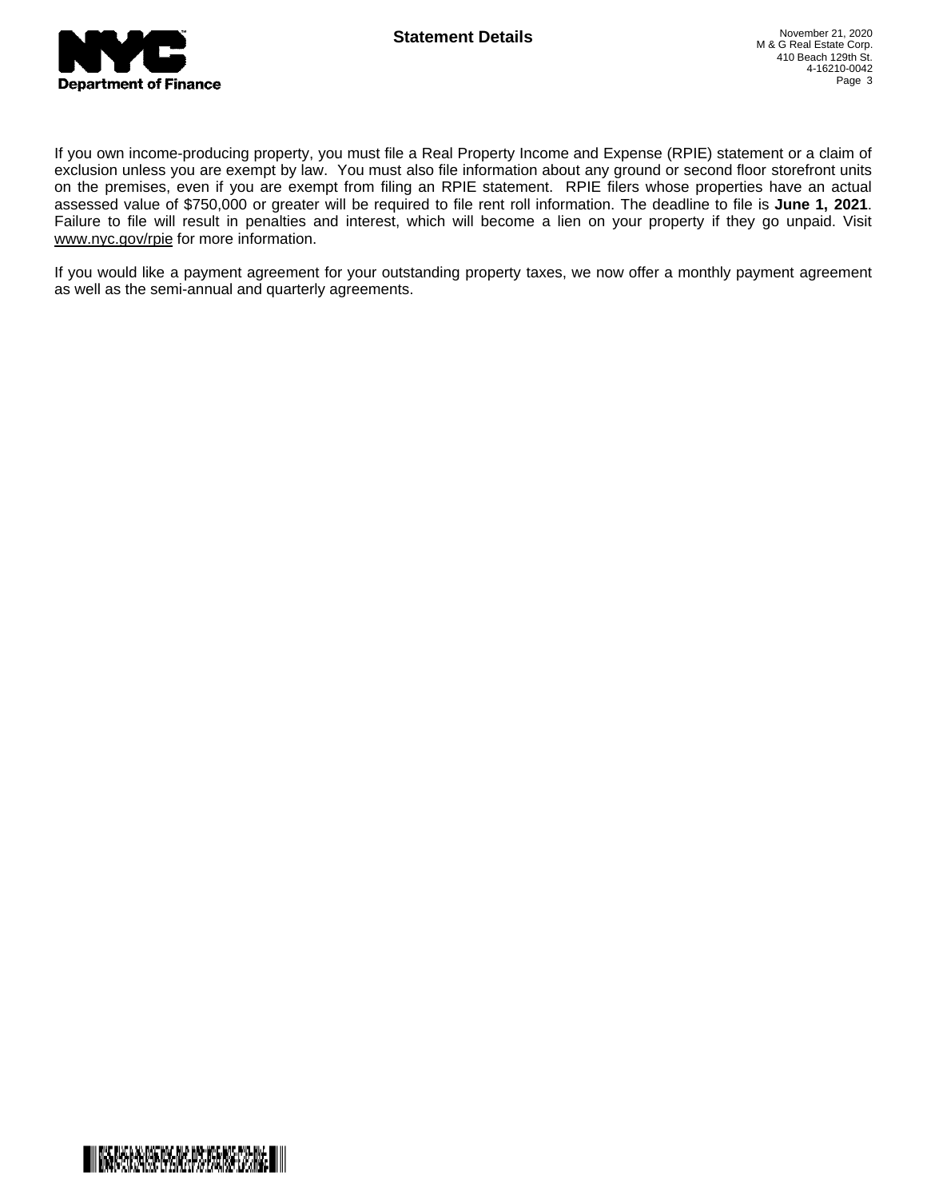If you own income-producing property, you must file a Real Property Income and Expense (RPIE) statement or a claim of exclusion unless you are exempt by law. You must also file information about any ground or second floor storefront units on the premises, even if you are exempt from filing an RPIE statement. RPIE filers whose properties have an actual assessed value of $750,000 or greater will be required to file rent roll information. The deadline to file is **June 1, 2021**. Failure to file will result in penalties and interest, which will become a lien on your property if they go unpaid. Visit www.nyc.gov/rpie for more information.

If you would like a payment agreement for your outstanding property taxes, we now offer a monthly payment agreement as well as the semi-annual and quarterly agreements.